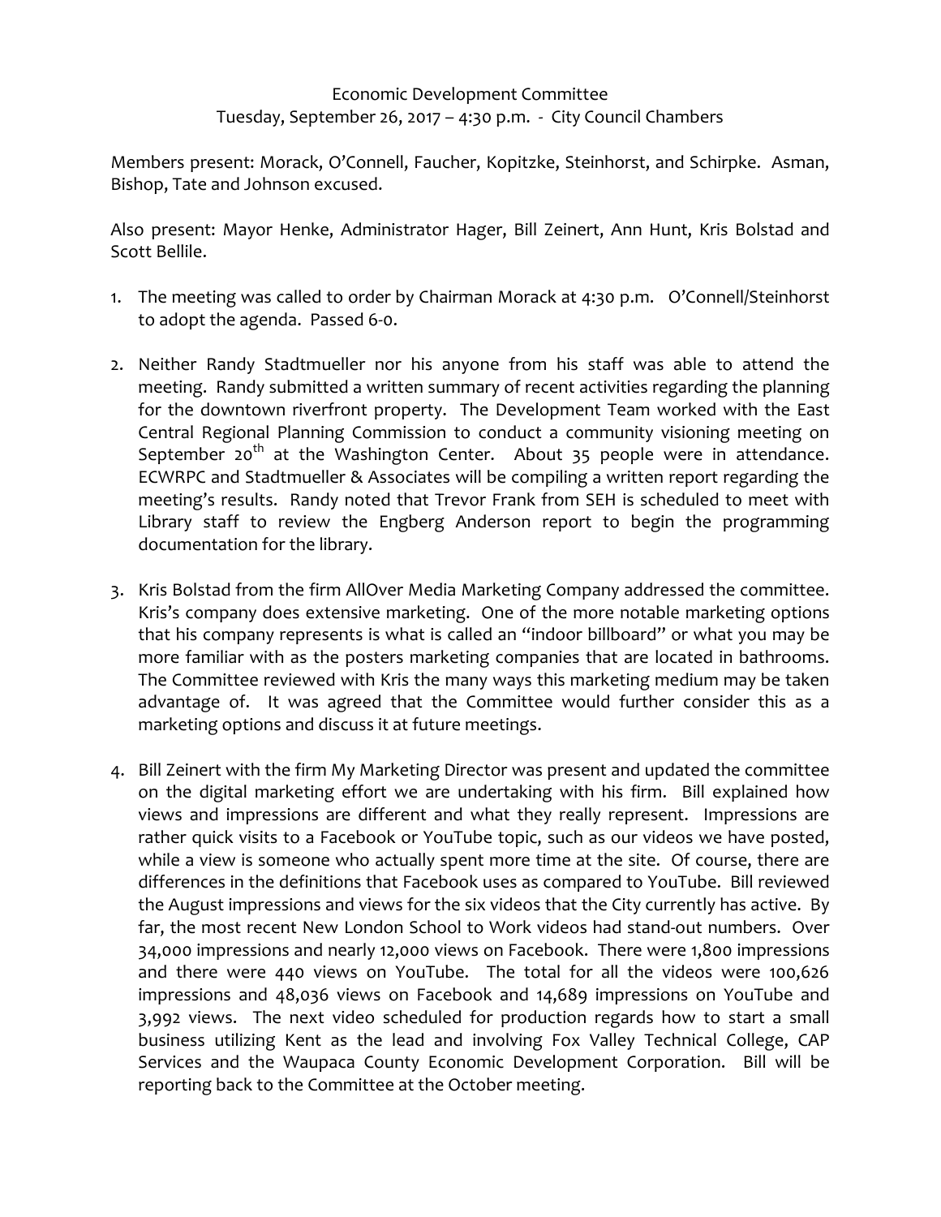Economic Development Committee
Tuesday, September 26, 2017 – 4:30 p.m. - City Council Chambers

Members present: Morack, O'Connell, Faucher, Kopitzke, Steinhorst, and Schirpke. Asman, Bishop, Tate and Johnson excused.

Also present: Mayor Henke, Administrator Hager, Bill Zeinert, Ann Hunt, Kris Bolstad and Scott Bellile.

1. The meeting was called to order by Chairman Morack at 4:30 p.m. O'Connell/Steinhorst to adopt the agenda. Passed 6-0.

2. Neither Randy Stadtmueller nor his anyone from his staff was able to attend the meeting. Randy submitted a written summary of recent activities regarding the planning for the downtown riverfront property. The Development Team worked with the East Central Regional Planning Commission to conduct a community visioning meeting on September 20th at the Washington Center. About 35 people were in attendance. ECWRPC and Stadtmueller & Associates will be compiling a written report regarding the meeting's results. Randy noted that Trevor Frank from SEH is scheduled to meet with Library staff to review the Engberg Anderson report to begin the programming documentation for the library.

3. Kris Bolstad from the firm AllOver Media Marketing Company addressed the committee. Kris's company does extensive marketing. One of the more notable marketing options that his company represents is what is called an "indoor billboard" or what you may be more familiar with as the posters marketing companies that are located in bathrooms. The Committee reviewed with Kris the many ways this marketing medium may be taken advantage of. It was agreed that the Committee would further consider this as a marketing options and discuss it at future meetings.

4. Bill Zeinert with the firm My Marketing Director was present and updated the committee on the digital marketing effort we are undertaking with his firm. Bill explained how views and impressions are different and what they really represent. Impressions are rather quick visits to a Facebook or YouTube topic, such as our videos we have posted, while a view is someone who actually spent more time at the site. Of course, there are differences in the definitions that Facebook uses as compared to YouTube. Bill reviewed the August impressions and views for the six videos that the City currently has active. By far, the most recent New London School to Work videos had stand-out numbers. Over 34,000 impressions and nearly 12,000 views on Facebook. There were 1,800 impressions and there were 440 views on YouTube. The total for all the videos were 100,626 impressions and 48,036 views on Facebook and 14,689 impressions on YouTube and 3,992 views. The next video scheduled for production regards how to start a small business utilizing Kent as the lead and involving Fox Valley Technical College, CAP Services and the Waupaca County Economic Development Corporation. Bill will be reporting back to the Committee at the October meeting.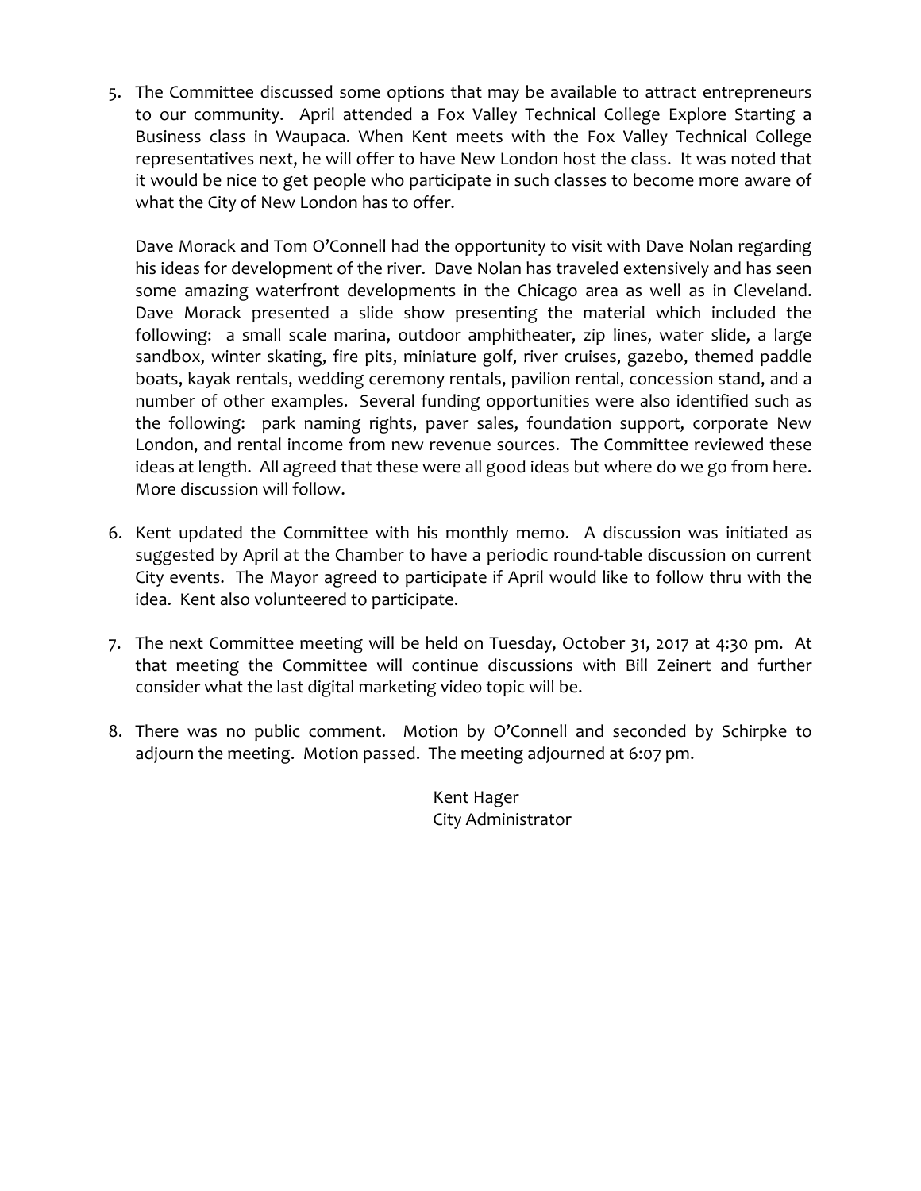5. The Committee discussed some options that may be available to attract entrepreneurs to our community. April attended a Fox Valley Technical College Explore Starting a Business class in Waupaca. When Kent meets with the Fox Valley Technical College representatives next, he will offer to have New London host the class. It was noted that it would be nice to get people who participate in such classes to become more aware of what the City of New London has to offer.

   Dave Morack and Tom O'Connell had the opportunity to visit with Dave Nolan regarding his ideas for development of the river. Dave Nolan has traveled extensively and has seen some amazing waterfront developments in the Chicago area as well as in Cleveland. Dave Morack presented a slide show presenting the material which included the following: a small scale marina, outdoor amphitheater, zip lines, water slide, a large sandbox, winter skating, fire pits, miniature golf, river cruises, gazebo, themed paddle boats, kayak rentals, wedding ceremony rentals, pavilion rental, concession stand, and a number of other examples. Several funding opportunities were also identified such as the following: park naming rights, paver sales, foundation support, corporate New London, and rental income from new revenue sources. The Committee reviewed these ideas at length. All agreed that these were all good ideas but where do we go from here. More discussion will follow.

6. Kent updated the Committee with his monthly memo. A discussion was initiated as suggested by April at the Chamber to have a periodic round-table discussion on current City events. The Mayor agreed to participate if April would like to follow thru with the idea. Kent also volunteered to participate.

7. The next Committee meeting will be held on Tuesday, October 31, 2017 at 4:30 pm. At that meeting the Committee will continue discussions with Bill Zeinert and further consider what the last digital marketing video topic will be.

8. There was no public comment. Motion by O'Connell and seconded by Schirpke to adjourn the meeting. Motion passed. The meeting adjourned at 6:07 pm.

Kent Hager
City Administrator